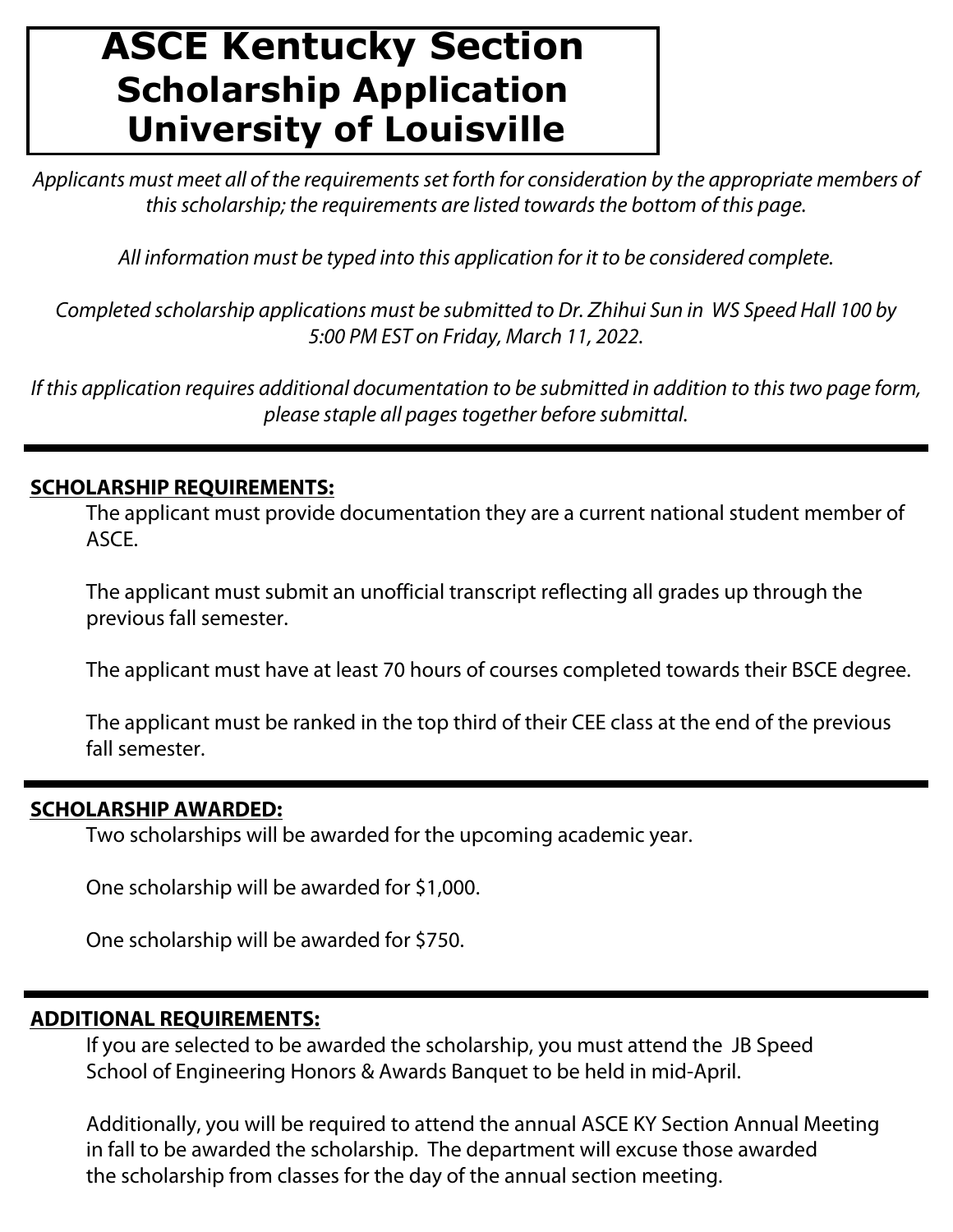# ASCE Kentucky Section
# Scholarship Application
# University of Louisville

*Applicants must meet all of the requirements set forth for consideration by the appropriate members of this scholarship; the requirements are listed towards the bottom of this page.*

*All information must be typed into this application for it to be considered complete.*

*Completed scholarship applications must be submitted to Dr. Zhihui Sun in WS Speed Hall 100 by 5:00 PM EST on Friday, March 11, 2022.*

*If this application requires additional documentation to be submitted in addition to this two page form, please staple all pages together before submittal.*

---

**SCHOLARSHIP REQUIREMENTS:**

The applicant must provide documentation they are a current national student member of ASCE.

The applicant must submit an unofficial transcript reflecting all grades up through the previous fall semester.

The applicant must have at least 70 hours of courses completed towards their BSCE degree.

The applicant must be ranked in the top third of their CEE class at the end of the previous fall semester.

---

**SCHOLARSHIP AWARDED:**

Two scholarships will be awarded for the upcoming academic year.

One scholarship will be awarded for $1,000.

One scholarship will be awarded for $750.

---

**ADDITIONAL REQUIREMENTS:**

If you are selected to be awarded the scholarship, you must attend the JB Speed School of Engineering Honors & Awards Banquet to be held in mid-April.

Additionally, you will be required to attend the annual ASCE KY Section Annual Meeting in fall to be awarded the scholarship. The department will excuse those awarded the scholarship from classes for the day of the annual section meeting.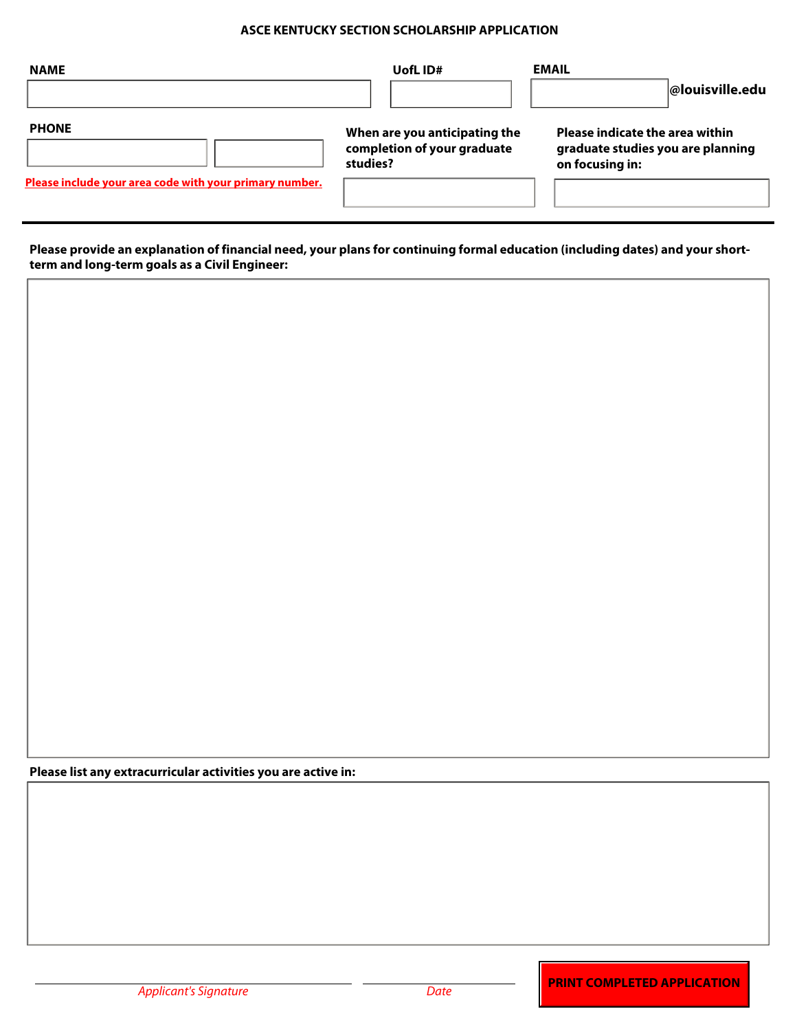# ASCE KENTUCKY SECTION SCHOLARSHIP APPLICATION

**NAME**

**UofL ID#**

**EMAIL**

**@louisville.edu**

**PHONE**

Please include your area code with your primary number.

**When are you anticipating the completion of your graduate studies?**

**Please indicate the area within graduate studies you are planning on focusing in:**

**Please provide an explanation of financial need, your plans for continuing formal education (including dates) and your short-term and long-term goals as a Civil Engineer:**

**Please list any extracurricular activities you are active in:**

*Applicant's Signature*

*Date*

**PRINT COMPLETED APPLICATION**